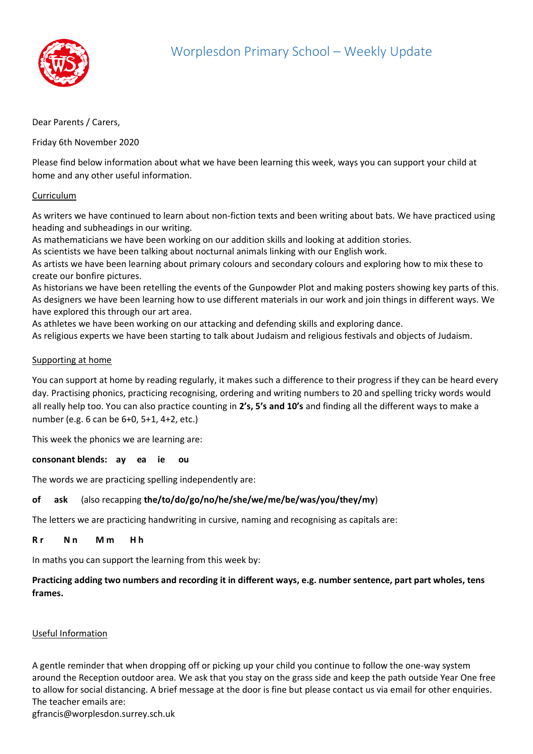# Worplesdon Primary School – Weekly Update

Dear Parents / Carers,

Friday 6th November 2020

Please find below information about what we have been learning this week, ways you can support your child at home and any other useful information.

## Curriculum

As writers we have continued to learn about non-fiction texts and been writing about bats. We have practiced using heading and subheadings in our writing.
As mathematicians we have been working on our addition skills and looking at addition stories.
As scientists we have been talking about nocturnal animals linking with our English work.
As artists we have been learning about primary colours and secondary colours and exploring how to mix these to create our bonfire pictures.
As historians we have been retelling the events of the Gunpowder Plot and making posters showing key parts of this.
As designers we have been learning how to use different materials in our work and join things in different ways. We have explored this through our art area.
As athletes we have been working on our attacking and defending skills and exploring dance.
As religious experts we have been starting to talk about Judaism and religious festivals and objects of Judaism.

## Supporting at home

You can support at home by reading regularly, it makes such a difference to their progress if they can be heard every day. Practising phonics, practicing recognising, ordering and writing numbers to 20 and spelling tricky words would all really help too. You can also practice counting in **2's, 5's and 10's** and finding all the different ways to make a number (e.g. 6 can be 6+0, 5+1, 4+2, etc.)

This week the phonics we are learning are:

**consonant blends: ay ea ie ou**

The words we are practicing spelling independently are:

**of ask** (also recapping **the/to/do/go/no/he/she/we/me/be/was/you/they/my**)

The letters we are practicing handwriting in cursive, naming and recognising as capitals are:

**R r N n M m H h**

In maths you can support the learning from this week by:

**Practicing adding two numbers and recording it in different ways, e.g. number sentence, part part wholes, tens frames.**

## Useful Information

A gentle reminder that when dropping off or picking up your child you continue to follow the one-way system around the Reception outdoor area. We ask that you stay on the grass side and keep the path outside Year One free to allow for social distancing. A brief message at the door is fine but please contact us via email for other enquiries. The teacher emails are:
gfrancis@worplesdon.surrey.sch.uk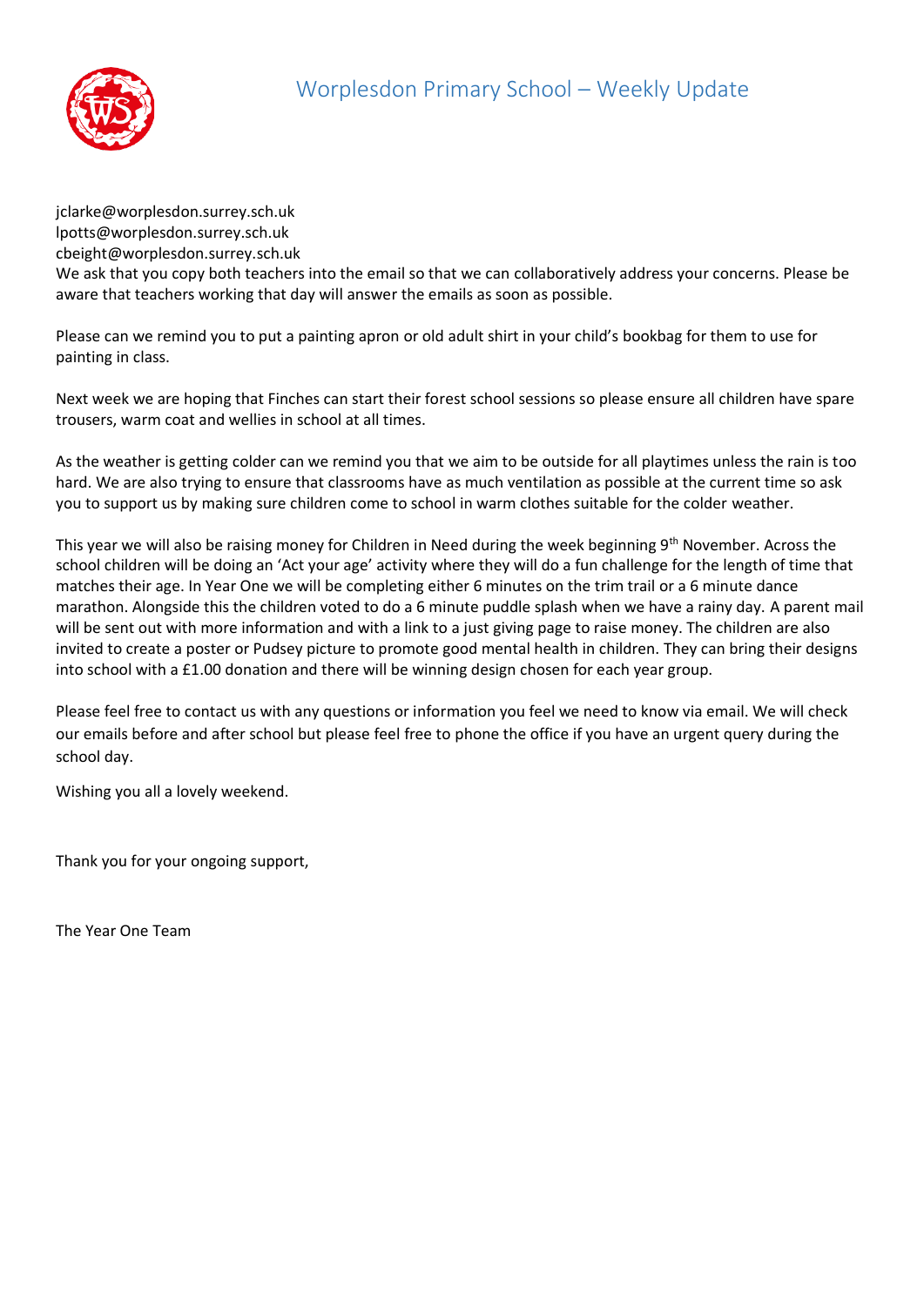# Worplesdon Primary School – Weekly Update

jclarke@worplesdon.surrey.sch.uk
lpotts@worplesdon.surrey.sch.uk
cbeight@worplesdon.surrey.sch.uk
We ask that you copy both teachers into the email so that we can collaboratively address your concerns. Please be aware that teachers working that day will answer the emails as soon as possible.

Please can we remind you to put a painting apron or old adult shirt in your child's bookbag for them to use for painting in class.

Next week we are hoping that Finches can start their forest school sessions so please ensure all children have spare trousers, warm coat and wellies in school at all times.

As the weather is getting colder can we remind you that we aim to be outside for all playtimes unless the rain is too hard. We are also trying to ensure that classrooms have as much ventilation as possible at the current time so ask you to support us by making sure children come to school in warm clothes suitable for the colder weather.

This year we will also be raising money for Children in Need during the week beginning 9th November. Across the school children will be doing an 'Act your age' activity where they will do a fun challenge for the length of time that matches their age. In Year One we will be completing either 6 minutes on the trim trail or a 6 minute dance marathon. Alongside this the children voted to do a 6 minute puddle splash when we have a rainy day. A parent mail will be sent out with more information and with a link to a just giving page to raise money. The children are also invited to create a poster or Pudsey picture to promote good mental health in children. They can bring their designs into school with a £1.00 donation and there will be winning design chosen for each year group.

Please feel free to contact us with any questions or information you feel we need to know via email. We will check our emails before and after school but please feel free to phone the office if you have an urgent query during the school day.

Wishing you all a lovely weekend.

Thank you for your ongoing support,

The Year One Team